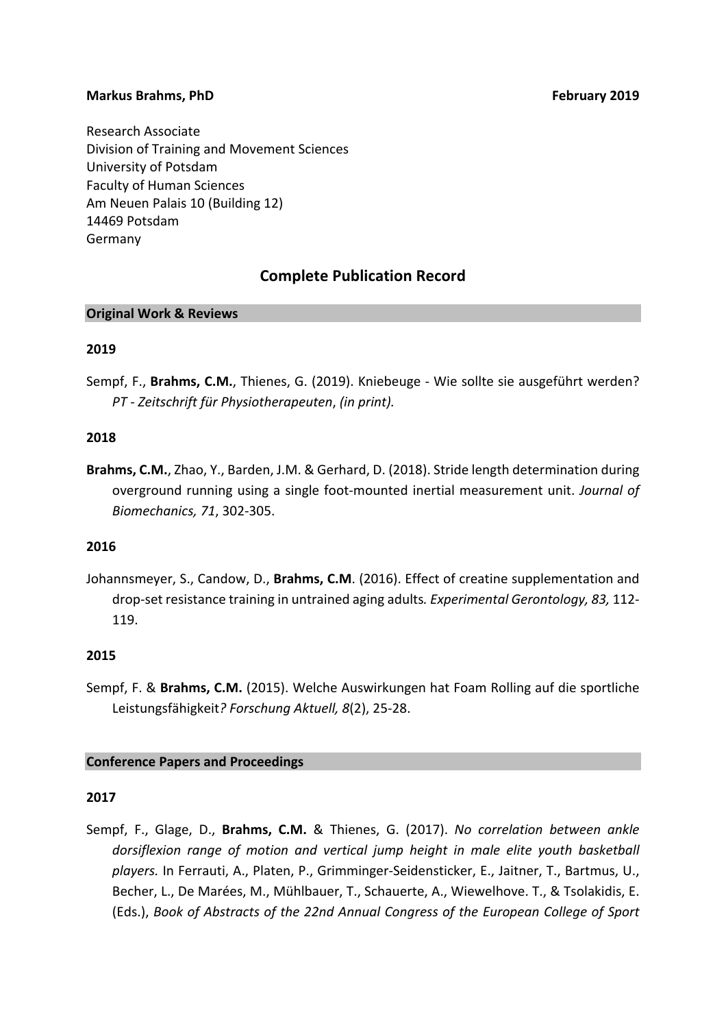**Markus Brahms, PhD** **February 2019**

Research Associate
Division of Training and Movement Sciences
University of Potsdam
Faculty of Human Sciences
Am Neuen Palais 10 (Building 12)
14469 Potsdam
Germany

# Complete Publication Record

## Original Work & Reviews

### 2019

Sempf, F., **Brahms, C.M.**, Thienes, G. (2019). Kniebeuge - Wie sollte sie ausgeführt werden? *PT - Zeitschrift für Physiotherapeuten*, *(in print).*

### 2018

**Brahms, C.M.**, Zhao, Y., Barden, J.M. & Gerhard, D. (2018). Stride length determination during overground running using a single foot-mounted inertial measurement unit. *Journal of Biomechanics, 71*, 302-305.

### 2016

Johannsmeyer, S., Candow, D., **Brahms, C.M**. (2016). Effect of creatine supplementation and drop-set resistance training in untrained aging adults*. Experimental Gerontology, 83,* 112-119.

### 2015

Sempf, F. & **Brahms, C.M.** (2015). Welche Auswirkungen hat Foam Rolling auf die sportliche Leistungsfähigkeit*? Forschung Aktuell, 8*(2), 25-28.

## Conference Papers and Proceedings

### 2017

Sempf, F., Glage, D., **Brahms, C.M.** & Thienes, G. (2017). *No correlation between ankle dorsiflexion range of motion and vertical jump height in male elite youth basketball players.* In Ferrauti, A., Platen, P., Grimminger-Seidensticker, E., Jaitner, T., Bartmus, U., Becher, L., De Marées, M., Mühlbauer, T., Schauerte, A., Wiewelhove. T., & Tsolakidis, E. (Eds.), *Book of Abstracts of the 22nd Annual Congress of the European College of Sport*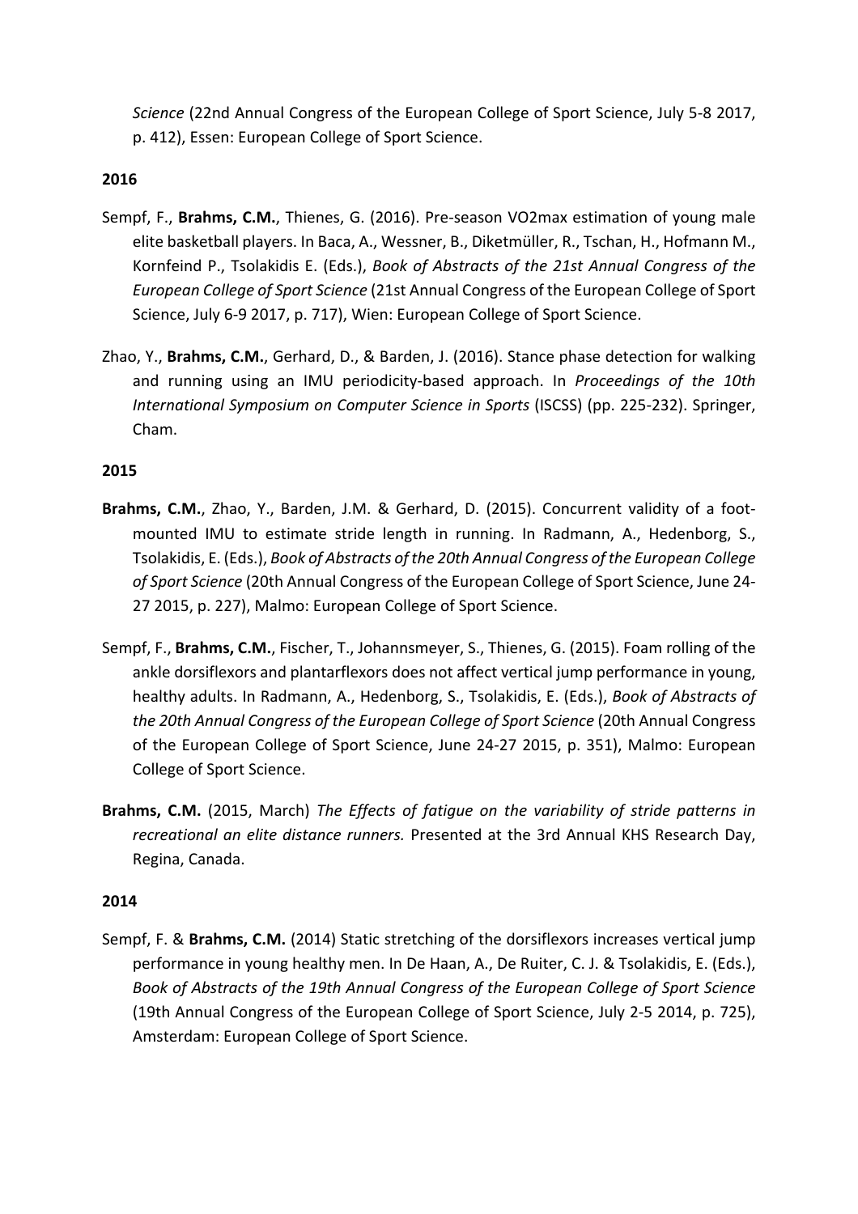*Science* (22nd Annual Congress of the European College of Sport Science, July 5-8 2017, p. 412), Essen: European College of Sport Science.

**2016**

Sempf, F., **Brahms, C.M.**, Thienes, G. (2016). Pre-season VO2max estimation of young male elite basketball players. In Baca, A., Wessner, B., Diketmüller, R., Tschan, H., Hofmann M., Kornfeind P., Tsolakidis E. (Eds.), *Book of Abstracts of the 21st Annual Congress of the European College of Sport Science* (21st Annual Congress of the European College of Sport Science, July 6-9 2017, p. 717), Wien: European College of Sport Science.

Zhao, Y., **Brahms, C.M.**, Gerhard, D., & Barden, J. (2016). Stance phase detection for walking and running using an IMU periodicity-based approach. In *Proceedings of the 10th International Symposium on Computer Science in Sports* (ISCSS) (pp. 225-232). Springer, Cham.

**2015**

**Brahms, C.M.**, Zhao, Y., Barden, J.M. & Gerhard, D. (2015). Concurrent validity of a foot-mounted IMU to estimate stride length in running. In Radmann, A., Hedenborg, S., Tsolakidis, E. (Eds.), *Book of Abstracts of the 20th Annual Congress of the European College of Sport Science* (20th Annual Congress of the European College of Sport Science, June 24-27 2015, p. 227), Malmo: European College of Sport Science.

Sempf, F., **Brahms, C.M.**, Fischer, T., Johannsmeyer, S., Thienes, G. (2015). Foam rolling of the ankle dorsiflexors and plantarflexors does not affect vertical jump performance in young, healthy adults. In Radmann, A., Hedenborg, S., Tsolakidis, E. (Eds.), *Book of Abstracts of the 20th Annual Congress of the European College of Sport Science* (20th Annual Congress of the European College of Sport Science, June 24-27 2015, p. 351), Malmo: European College of Sport Science.

**Brahms, C.M.** (2015, March) *The Effects of fatigue on the variability of stride patterns in recreational an elite distance runners.* Presented at the 3rd Annual KHS Research Day, Regina, Canada.

**2014**

Sempf, F. & **Brahms, C.M.** (2014) Static stretching of the dorsiflexors increases vertical jump performance in young healthy men. In De Haan, A., De Ruiter, C. J. & Tsolakidis, E. (Eds.), *Book of Abstracts of the 19th Annual Congress of the European College of Sport Science* (19th Annual Congress of the European College of Sport Science, July 2-5 2014, p. 725), Amsterdam: European College of Sport Science.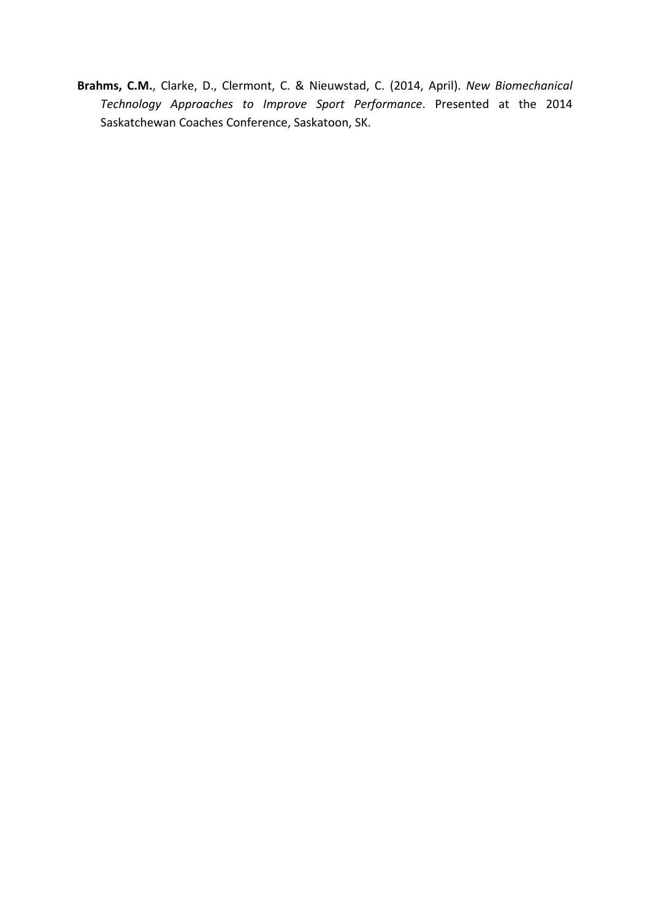**Brahms, C.M.**, Clarke, D., Clermont, C. & Nieuwstad, C. (2014, April). *New Biomechanical Technology Approaches to Improve Sport Performance*. Presented at the 2014 Saskatchewan Coaches Conference, Saskatoon, SK.